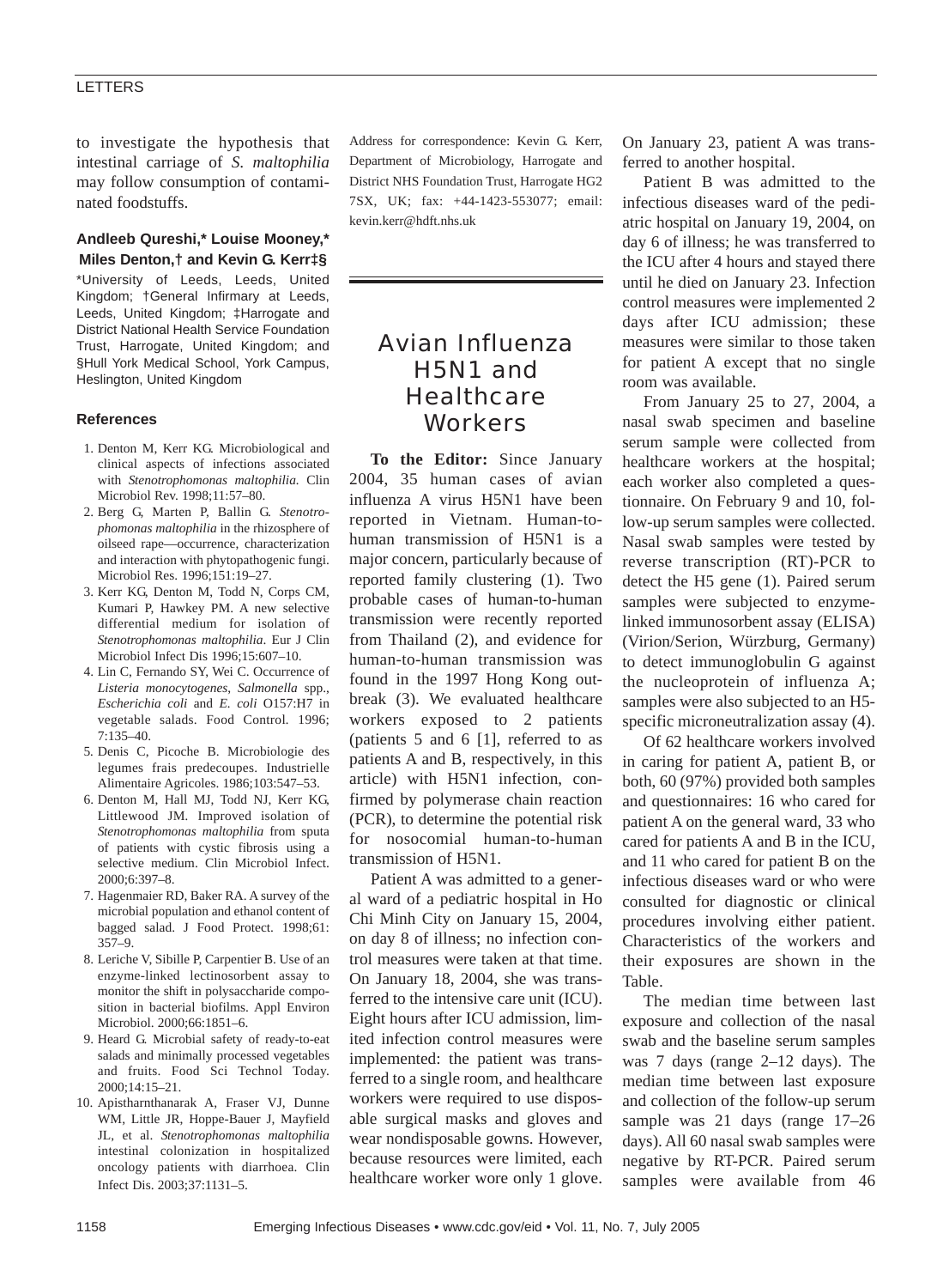to investigate the hypothesis that intestinal carriage of *S. maltophilia* may follow consumption of contaminated foodstuffs.

**Andleeb Qureshi,\* Louise Mooney,\* Miles Denton,† and Kevin G. Kerr‡§**

\*University of Leeds, Leeds, United Kingdom; †General Infirmary at Leeds, Leeds, United Kingdom; ‡Harrogate and District National Health Service Foundation Trust, Harrogate, United Kingdom; and §Hull York Medical School, York Campus, Heslington, United Kingdom

### References

1. Denton M, Kerr KG. Microbiological and clinical aspects of infections associated with *Stenotrophomonas maltophilia.* Clin Microbiol Rev. 1998;11:57–80.
2. Berg G, Marten P, Ballin G. *Stenotrophomonas maltophilia* in the rhizosphere of oilseed rape—occurrence, characterization and interaction with phytopathogenic fungi. Microbiol Res. 1996;151:19–27.
3. Kerr KG, Denton M, Todd N, Corps CM, Kumari P, Hawkey PM. A new selective differential medium for isolation of *Stenotrophomonas maltophilia*. Eur J Clin Microbiol Infect Dis 1996;15:607–10.
4. Lin C, Fernando SY, Wei C. Occurrence of *Listeria monocytogenes*, *Salmonella* spp., *Escherichia coli* and *E. coli* O157:H7 in vegetable salads. Food Control. 1996; 7:135–40.
5. Denis C, Picoche B. Microbiologie des legumes frais predecoupes. Industrielle Alimentaire Agricoles. 1986;103:547–53.
6. Denton M, Hall MJ, Todd NJ, Kerr KG, Littlewood JM. Improved isolation of *Stenotrophomonas maltophilia* from sputa of patients with cystic fibrosis using a selective medium. Clin Microbiol Infect. 2000;6:397–8.
7. Hagenmaier RD, Baker RA. A survey of the microbial population and ethanol content of bagged salad. J Food Protect. 1998;61: 357–9.
8. Leriche V, Sibille P, Carpentier B. Use of an enzyme-linked lectinosorbent assay to monitor the shift in polysaccharide composition in bacterial biofilms. Appl Environ Microbiol. 2000;66:1851–6.
9. Heard G. Microbial safety of ready-to-eat salads and minimally processed vegetables and fruits. Food Sci Technol Today. 2000;14:15–21.
10. Apisarnthanarak A, Fraser VJ, Dunne WM, Little JR, Hoppe-Bauer J, Mayfield JL, et al. *Stenotrophomonas maltophilia* intestinal colonization in hospitalized oncology patients with diarrhoea. Clin Infect Dis. 2003;37:1131–5.

Address for correspondence: Kevin G. Kerr, Department of Microbiology, Harrogate and District NHS Foundation Trust, Harrogate HG2 7SX, UK; fax: +44-1423-553077; email: kevin.kerr@hdft.nhs.uk

# Avian Influenza H5N1 and Healthcare Workers

**To the Editor:** Since January 2004, 35 human cases of avian influenza A virus H5N1 have been reported in Vietnam. Human-to-human transmission of H5N1 is a major concern, particularly because of reported family clustering (1). Two probable cases of human-to-human transmission were recently reported from Thailand (2), and evidence for human-to-human transmission was found in the 1997 Hong Kong outbreak (3). We evaluated healthcare workers exposed to 2 patients (patients 5 and 6 [1], referred to as patients A and B, respectively, in this article) with H5N1 infection, confirmed by polymerase chain reaction (PCR), to determine the potential risk for nosocomial human-to-human transmission of H5N1.

Patient A was admitted to a general ward of a pediatric hospital in Ho Chi Minh City on January 15, 2004, on day 8 of illness; no infection control measures were taken at that time. On January 18, 2004, she was transferred to the intensive care unit (ICU). Eight hours after ICU admission, limited infection control measures were implemented: the patient was transferred to a single room, and healthcare workers were required to use disposable surgical masks and gloves and wear nondisposable gowns. However, because resources were limited, each healthcare worker wore only 1 glove. On January 23, patient A was transferred to another hospital.

Patient B was admitted to the infectious diseases ward of the pediatric hospital on January 19, 2004, on day 6 of illness; he was transferred to the ICU after 4 hours and stayed there until he died on January 23. Infection control measures were implemented 2 days after ICU admission; these measures were similar to those taken for patient A except that no single room was available.

From January 25 to 27, 2004, a nasal swab specimen and baseline serum sample were collected from healthcare workers at the hospital; each worker also completed a questionnaire. On February 9 and 10, follow-up serum samples were collected. Nasal swab samples were tested by reverse transcription (RT)-PCR to detect the H5 gene (1). Paired serum samples were subjected to enzyme-linked immunosorbent assay (ELISA) (Virion/Serion, Würzburg, Germany) to detect immunoglobulin G against the nucleoprotein of influenza A; samples were also subjected to an H5-specific microneutralization assay (4).

Of 62 healthcare workers involved in caring for patient A, patient B, or both, 60 (97%) provided both samples and questionnaires: 16 who cared for patient A on the general ward, 33 who cared for patients A and B in the ICU, and 11 who cared for patient B on the infectious diseases ward or who were consulted for diagnostic or clinical procedures involving either patient. Characteristics of the workers and their exposures are shown in the Table.

The median time between last exposure and collection of the nasal swab and the baseline serum samples was 7 days (range 2–12 days). The median time between last exposure and collection of the follow-up serum sample was 21 days (range 17–26 days). All 60 nasal swab samples were negative by RT-PCR. Paired serum samples were available from 46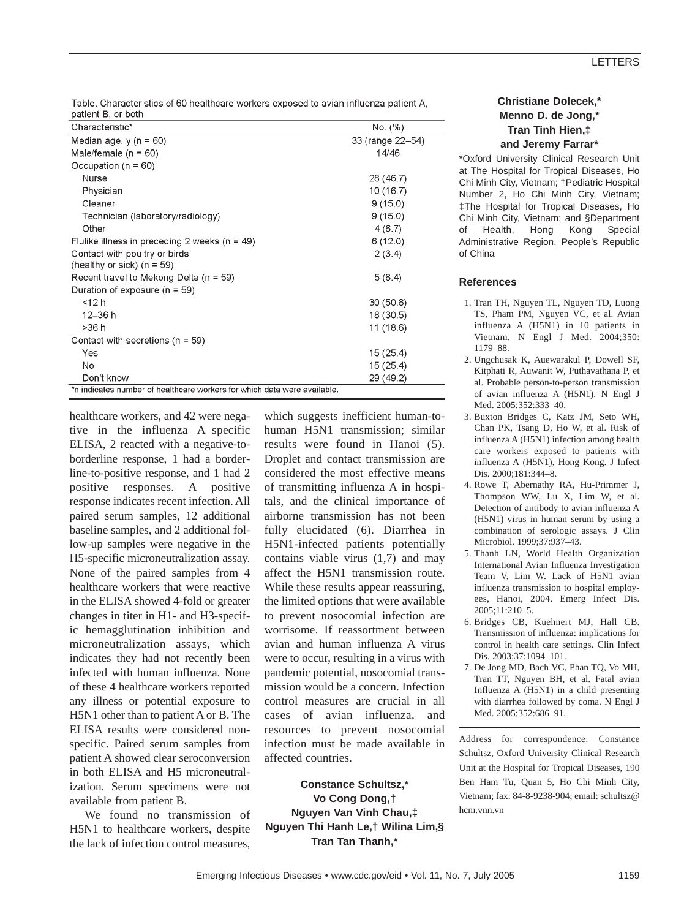Table. Characteristics of 60 healthcare workers exposed to avian influenza patient A, patient B, or both

| Characteristic* | No. (%) |
|---|---|
| Median age, y (n = 60) | 33 (range 22–54) |
| Male/female (n = 60) | 14/46 |
| Occupation (n = 60) | |
| Nurse | 28 (46.7) |
| Physician | 10 (16.7) |
| Cleaner | 9 (15.0) |
| Technician (laboratory/radiology) | 9 (15.0) |
| Other | 4 (6.7) |
| Flulike illness in preceding 2 weeks (n = 49) | 6 (12.0) |
| Contact with poultry or birds (healthy or sick) (n = 59) | 2 (3.4) |
| Recent travel to Mekong Delta (n = 59) | 5 (8.4) |
| Duration of exposure (n = 59) | |
| <12 h | 30 (50.8) |
| 12–36 h | 18 (30.5) |
| >36 h | 11 (18.6) |
| Contact with secretions (n = 59) | |
| Yes | 15 (25.4) |
| No | 15 (25.4) |
| Don't know | 29 (49.2) |

*n indicates number of healthcare workers for which data were available.

healthcare workers, and 42 were negative in the influenza A–specific ELISA, 2 reacted with a negative-to-borderline response, 1 had a borderline-to-positive response, and 1 had 2 positive responses. A positive response indicates recent infection. All paired serum samples, 12 additional baseline samples, and 2 additional follow-up samples were negative in the H5-specific microneutralization assay. None of the paired samples from 4 healthcare workers that were reactive in the ELISA showed 4-fold or greater changes in titer in H1- and H3-specific hemagglutination inhibition and microneutralization assays, which indicates they had not recently been infected with human influenza. None of these 4 healthcare workers reported any illness or potential exposure to H5N1 other than to patient A or B. The ELISA results were considered nonspecific. Paired serum samples from patient A showed clear seroconversion in both ELISA and H5 microneutralization. Serum specimens were not available from patient B.

We found no transmission of H5N1 to healthcare workers, despite the lack of infection control measures, which suggests inefficient human-to-human H5N1 transmission; similar results were found in Hanoi (5). Droplet and contact transmission are considered the most effective means of transmitting influenza A in hospitals, and the clinical importance of airborne transmission has not been fully elucidated (6). Diarrhea in H5N1-infected patients potentially contains viable virus (1,7) and may affect the H5N1 transmission route. While these results appear reassuring, the limited options that were available to prevent nosocomial infection are worrisome. If reassortment between avian and human influenza A virus were to occur, resulting in a virus with pandemic potential, nosocomial transmission would be a concern. Infection control measures are crucial in all cases of avian influenza, and resources to prevent nosocomial infection must be made available in affected countries.

**Constance Schultsz,\* Vo Cong Dong,† Nguyen Van Vinh Chau,‡ Nguyen Thi Hanh Le,† Wilina Lim,§ Tran Tan Thanh,\* Christiane Dolecek,\* Menno D. de Jong,\* Tran Tinh Hien,‡ and Jeremy Farrar\***

\*Oxford University Clinical Research Unit at The Hospital for Tropical Diseases, Ho Chi Minh City, Vietnam; †Pediatric Hospital Number 2, Ho Chi Minh City, Vietnam; ‡The Hospital for Tropical Diseases, Ho Chi Minh City, Vietnam; and §Department of Health, Hong Kong Special Administrative Region, People's Republic of China

### References

1. Tran TH, Nguyen TL, Nguyen TD, Luong TS, Pham PM, Nguyen VC, et al. Avian influenza A (H5N1) in 10 patients in Vietnam. N Engl J Med. 2004;350:1179–88.
2. Ungchusak K, Auewarakul P, Dowell SF, Kitphati R, Auwanit W, Puthavathana P, et al. Probable person-to-person transmission of avian influenza A (H5N1). N Engl J Med. 2005;352:333–40.
3. Buxton Bridges C, Katz JM, Seto WH, Chan PK, Tsang D, Ho W, et al. Risk of influenza A (H5N1) infection among health care workers exposed to patients with influenza A (H5N1), Hong Kong. J Infect Dis. 2000;181:344–8.
4. Rowe T, Abernathy RA, Hu-Primmer J, Thompson WW, Lu X, Lim W, et al. Detection of antibody to avian influenza A (H5N1) virus in human serum by using a combination of serologic assays. J Clin Microbiol. 1999;37:937–43.
5. Thanh LN, World Health Organization International Avian Influenza Investigation Team V, Lim W. Lack of H5N1 avian influenza transmission to hospital employees, Hanoi, 2004. Emerg Infect Dis. 2005;11:210–5.
6. Bridges CB, Kuehnert MJ, Hall CB. Transmission of influenza: implications for control in health care settings. Clin Infect Dis. 2003;37:1094–101.
7. De Jong MD, Bach VC, Phan TQ, Vo MH, Tran TT, Nguyen BH, et al. Fatal avian Influenza A (H5N1) in a child presenting with diarrhea followed by coma. N Engl J Med. 2005;352:686–91.

Address for correspondence: Constance Schultsz, Oxford University Clinical Research Unit at the Hospital for Tropical Diseases, 190 Ben Ham Tu, Quan 5, Ho Chi Minh City, Vietnam; fax: 84-8-9238-904; email: schultsz@hcm.vnn.vn